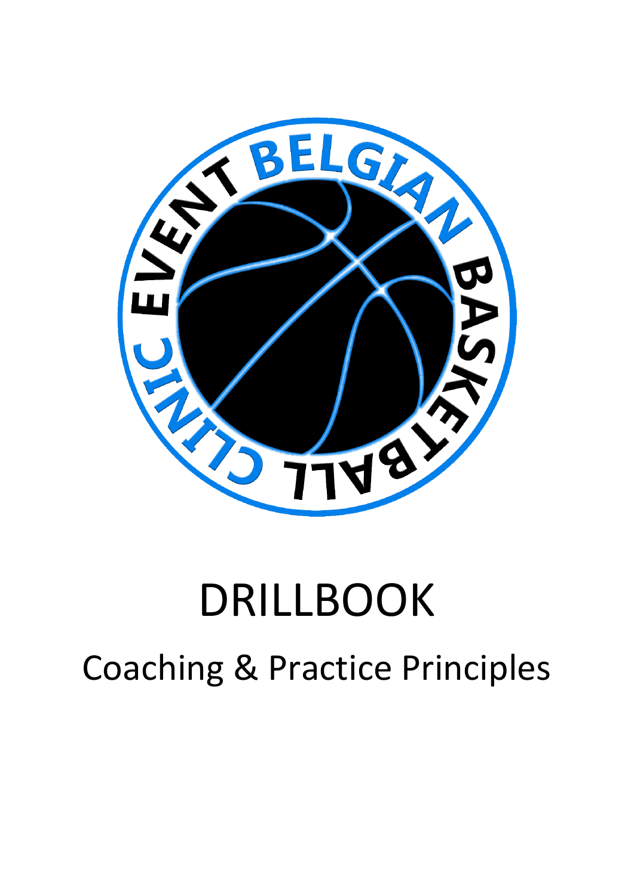# DRILLBOOK

## Coaching & Practice Principles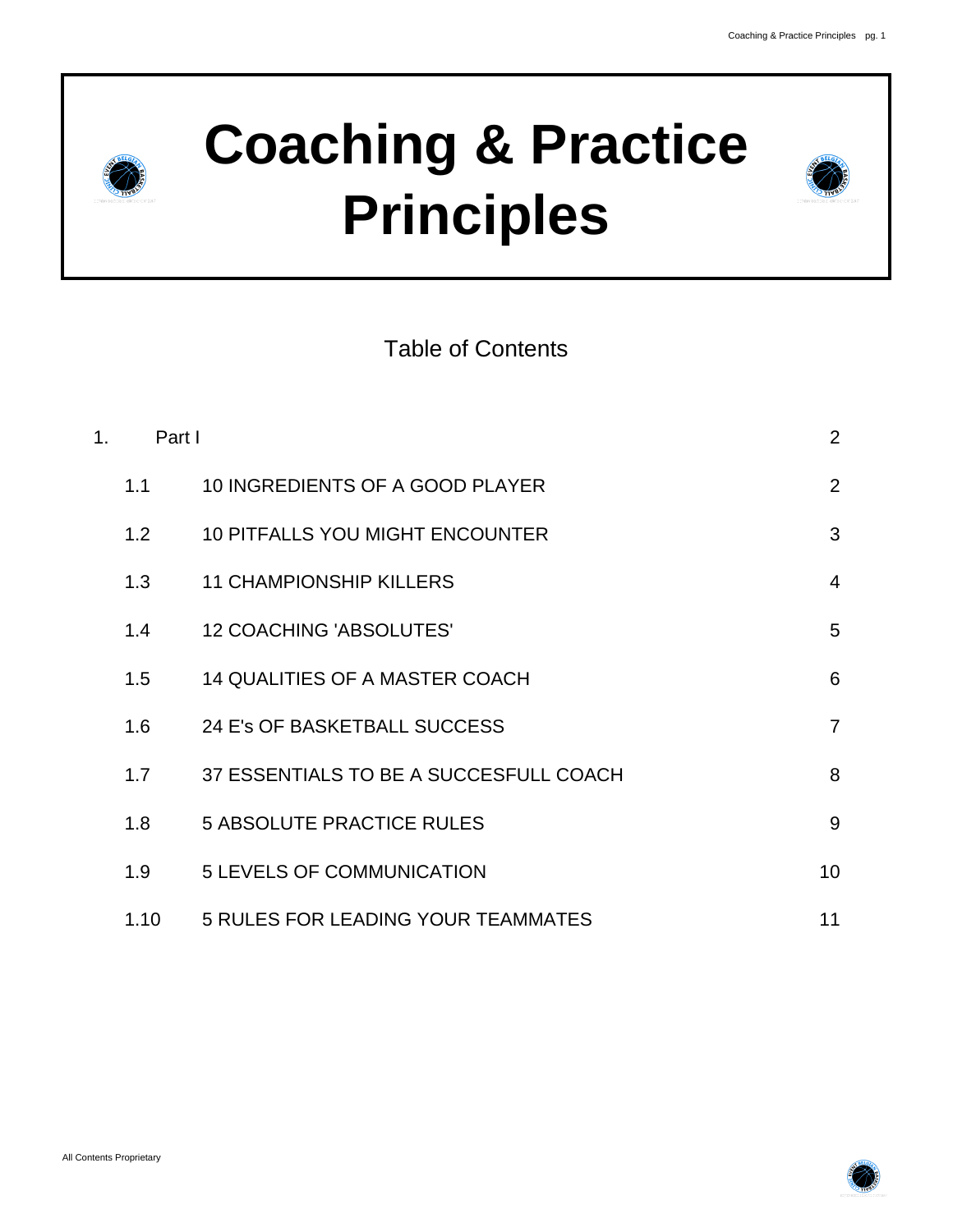# Coaching & Practice Principles

Table of Contents

| | | |
|---|---|---|
| 1. | Part I | 2 |
| 1.1 | 10 INGREDIENTS OF A GOOD PLAYER | 2 |
| 1.2 | 10 PITFALLS YOU MIGHT ENCOUNTER | 3 |
| 1.3 | 11 CHAMPIONSHIP KILLERS | 4 |
| 1.4 | 12 COACHING 'ABSOLUTES' | 5 |
| 1.5 | 14 QUALITIES OF A MASTER COACH | 6 |
| 1.6 | 24 E's OF BASKETBALL SUCCESS | 7 |
| 1.7 | 37 ESSENTIALS TO BE A SUCCESFULL COACH | 8 |
| 1.8 | 5 ABSOLUTE PRACTICE RULES | 9 |
| 1.9 | 5 LEVELS OF COMMUNICATION | 10 |
| 1.10 | 5 RULES FOR LEADING YOUR TEAMMATES | 11 |

All Contents Proprietary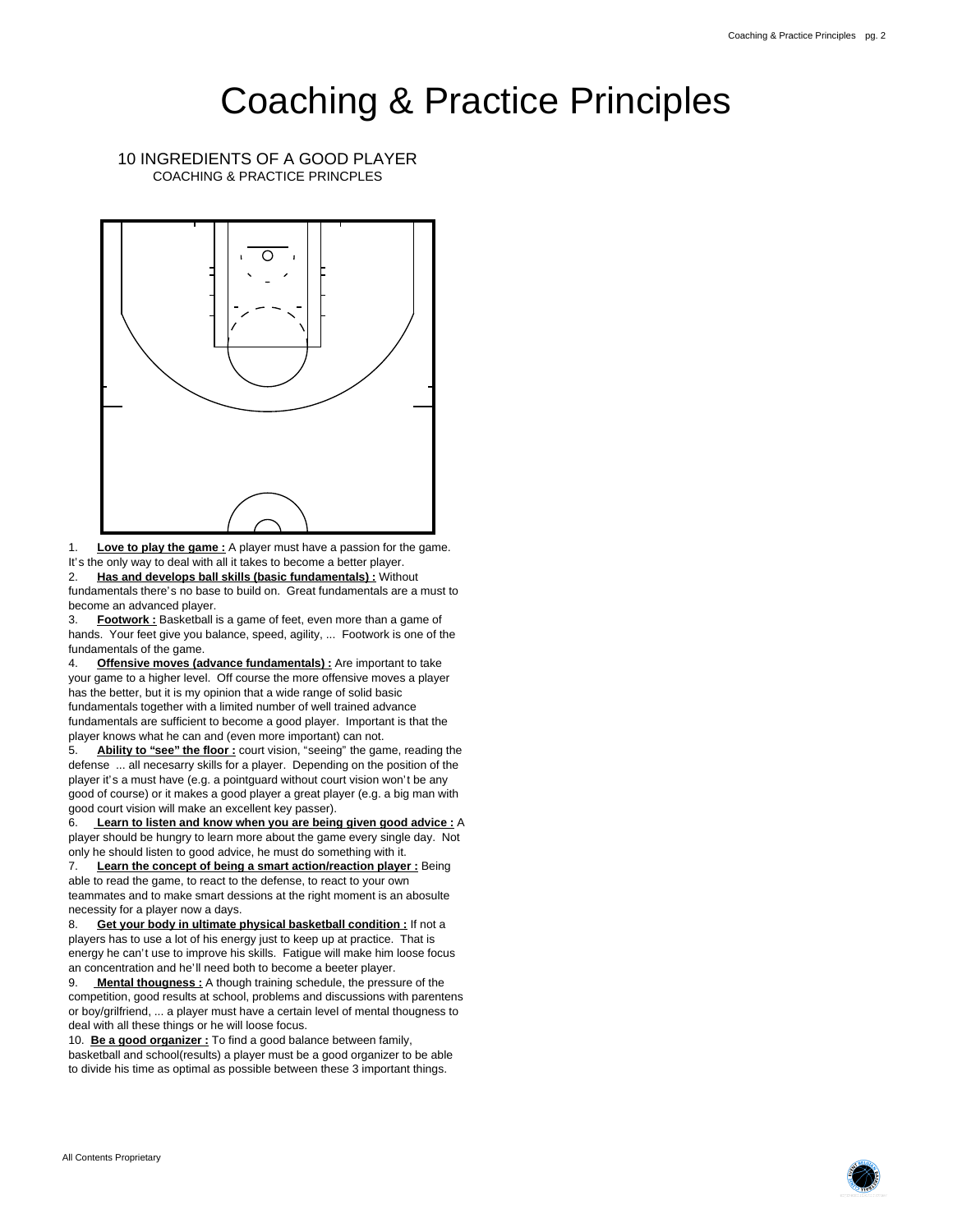# Coaching & Practice Principles

10 INGREDIENTS OF A GOOD PLAYER
COACHING & PRACTICE PRINCPLES

1. **Love to play the game :** A player must have a passion for the game. It's the only way to deal with all it takes to become a better player.
2. **Has and develops ball skills (basic fundamentals) :** Without fundamentals there's no base to build on. Great fundamentals are a must to become an advanced player.
3. **Footwork :** Basketball is a game of feet, even more than a game of hands. Your feet give you balance, speed, agility, ... Footwork is one of the fundamentals of the game.
4. **Offensive moves (advance fundamentals) :** Are important to take your game to a higher level. Off course the more offensive moves a player has the better, but it is my opinion that a wide range of solid basic fundamentals together with a limited number of well trained advance fundamentals are sufficient to become a good player. Important is that the player knows what he can and (even more important) can not.
5. **Ability to "see" the floor :** court vision, "seeing" the game, reading the defense ... all necesarry skills for a player. Depending on the position of the player it's a must have (e.g. a pointguard without court vision won't be any good of course) or it makes a good player a great player (e.g. a big man with good court vision will make an excellent key passer).
6. **Learn to listen and know when you are being given good advice :** A player should be hungry to learn more about the game every single day. Not only he should listen to good advice, he must do something with it.
7. **Learn the concept of being a smart action/reaction player :** Being able to read the game, to react to the defense, to react to your own teammates and to make smart dessions at the right moment is an abosulte necessity for a player now a days.
8. **Get your body in ultimate physical basketball condition :** If not a players has to use a lot of his energy just to keep up at practice. That is energy he can't use to improve his skills. Fatigue will make him loose focus an concentration and he'll need both to become a beeter player.
9. **Mental thougness :** A though training schedule, the pressure of the competition, good results at school, problems and discussions with parentens or boy/grilfriend, ... a player must have a certain level of mental thougness to deal with all these things or he will loose focus.
10. **Be a good organizer :** To find a good balance between family, basketball and school(results) a player must be a good organizer to be able to divide his time as optimal as possible between these 3 important things.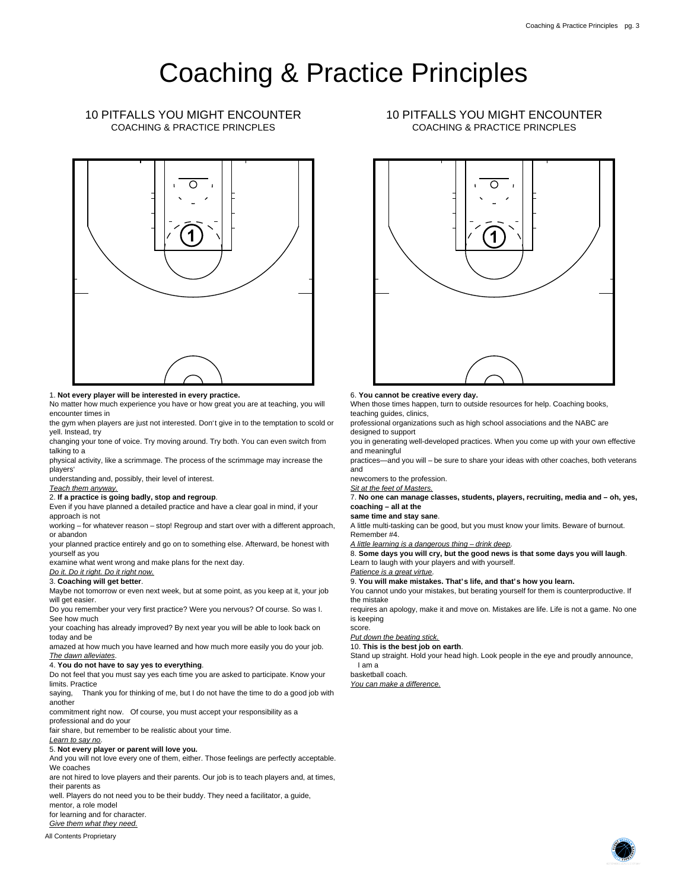# Coaching & Practice Principles

## 10 PITFALLS YOU MIGHT ENCOUNTER

COACHING & PRACTICE PRINCPLES

1. **Not every player will be interested in every practice.**
No matter how much experience you have or how great you are at teaching, you will encounter times in the gym when players are just not interested. Don't give in to the temptation to scold or yell. Instead, try changing your tone of voice. Try moving around. Try both. You can even switch from talking to a physical activity, like a scrimmage. The process of the scrimmage may increase the players' understanding and, possibly, their level of interest.
*Teach them anyway.*

2. **If a practice is going badly, stop and regroup**.
Even if you have planned a detailed practice and have a clear goal in mind, if your approach is not working – for whatever reason – stop! Regroup and start over with a different approach, or abandon your planned practice entirely and go on to something else. Afterward, be honest with yourself as you examine what went wrong and make plans for the next day.
*Do it. Do it right. Do it right now.*

3. **Coaching will get better**.
Maybe not tomorrow or even next week, but at some point, as you keep at it, your job will get easier.
Do you remember your very first practice? Were you nervous? Of course. So was I. See how much your coaching has already improved? By next year you will be able to look back on today and be amazed at how much you have learned and how much more easily you do your job.
*The dawn alleviates.*

4. **You do not have to say yes to everything**.
Do not feel that you must say yes each time you are asked to participate. Know your limits. Practice saying, Thank you for thinking of me, but I do not have the time to do a good job with another commitment right now. Of course, you must accept your responsibility as a professional and do your fair share, but remember to be realistic about your time.
*Learn to say no.*

5. **Not every player or parent will love you.**
And you will not love every one of them, either. Those feelings are perfectly acceptable. We coaches are not hired to love players and their parents. Our job is to teach players and, at times, their parents as well. Players do not need you to be their buddy. They need a facilitator, a guide, mentor, a role model for learning and for character.
*Give them what they need.*

6. **You cannot be creative every day.**
When those times happen, turn to outside resources for help. Coaching books, teaching guides, clinics, professional organizations such as high school associations and the NABC are designed to support you in generating well-developed practices. When you come up with your own effective and meaningful practices—and you will – be sure to share your ideas with other coaches, both veterans and newcomers to the profession.
*Sit at the feet of Masters.*

7. **No one can manage classes, students, players, recruiting, media and – oh, yes, coaching – all at the same time and stay sane**.
A little multi-tasking can be good, but you must know your limits. Beware of burnout. Remember #4.
*A little learning is a dangerous thing – drink deep.*

8. **Some days you will cry, but the good news is that some days you will laugh**.
Learn to laugh with your players and with yourself.
*Patience is a great virtue.*

9. **You will make mistakes. That's life, and that's how you learn.**
You cannot undo your mistakes, but berating yourself for them is counterproductive. If the mistake requires an apology, make it and move on. Mistakes are life. Life is not a game. No one is keeping score.
*Put down the beating stick.*

10. **This is the best job on earth**.
Stand up straight. Hold your head high. Look people in the eye and proudly announce, I am a basketball coach.
*You can make a difference.*

All Contents Proprietary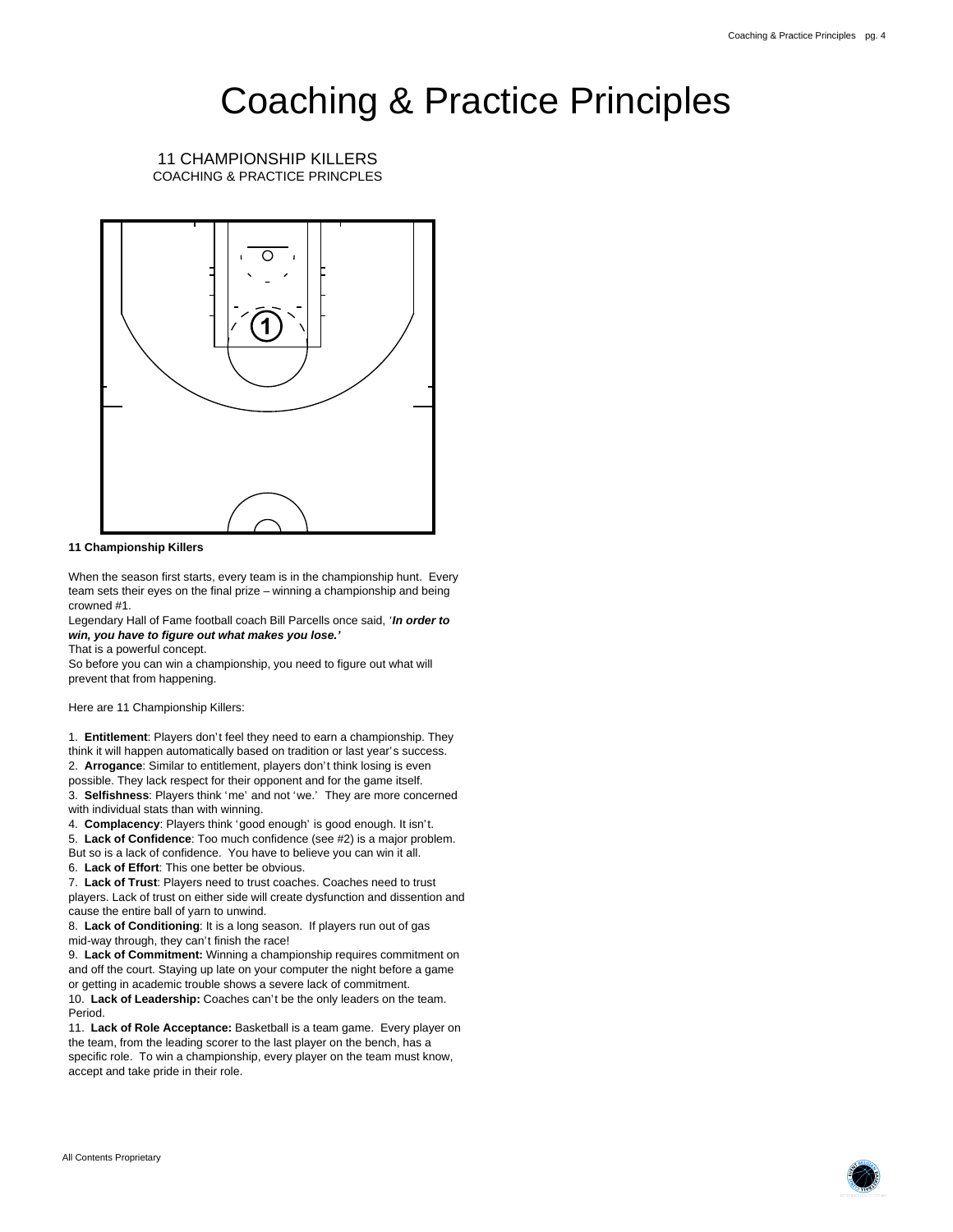# Coaching & Practice Principles

11 CHAMPIONSHIP KILLERS
COACHING & PRACTICE PRINCPLES

**11 Championship Killers**

When the season first starts, every team is in the championship hunt. Every team sets their eyes on the final prize – winning a championship and being crowned #1.

Legendary Hall of Fame football coach Bill Parcells once said, *'**In order to win, you have to figure out what makes you lose.'***

That is a powerful concept.

So before you can win a championship, you need to figure out what will prevent that from happening.

Here are 11 Championship Killers:

1. **Entitlement**: Players don't feel they need to earn a championship. They think it will happen automatically based on tradition or last year's success.
2. **Arrogance**: Similar to entitlement, players don't think losing is even possible. They lack respect for their opponent and for the game itself.
3. **Selfishness**: Players think 'me' and not 'we.' They are more concerned with individual stats than with winning.
4. **Complacency**: Players think 'good enough' is good enough. It isn't.
5. **Lack of Confidence**: Too much confidence (see #2) is a major problem. But so is a lack of confidence. You have to believe you can win it all.
6. **Lack of Effort**: This one better be obvious.
7. **Lack of Trust**: Players need to trust coaches. Coaches need to trust players. Lack of trust on either side will create dysfunction and dissention and cause the entire ball of yarn to unwind.
8. **Lack of Conditioning**: It is a long season. If players run out of gas mid-way through, they can't finish the race!
9. **Lack of Commitment:** Winning a championship requires commitment on and off the court. Staying up late on your computer the night before a game or getting in academic trouble shows a severe lack of commitment.
10. **Lack of Leadership:** Coaches can't be the only leaders on the team. Period.
11. **Lack of Role Acceptance:** Basketball is a team game. Every player on the team, from the leading scorer to the last player on the bench, has a specific role. To win a championship, every player on the team must know, accept and take pride in their role.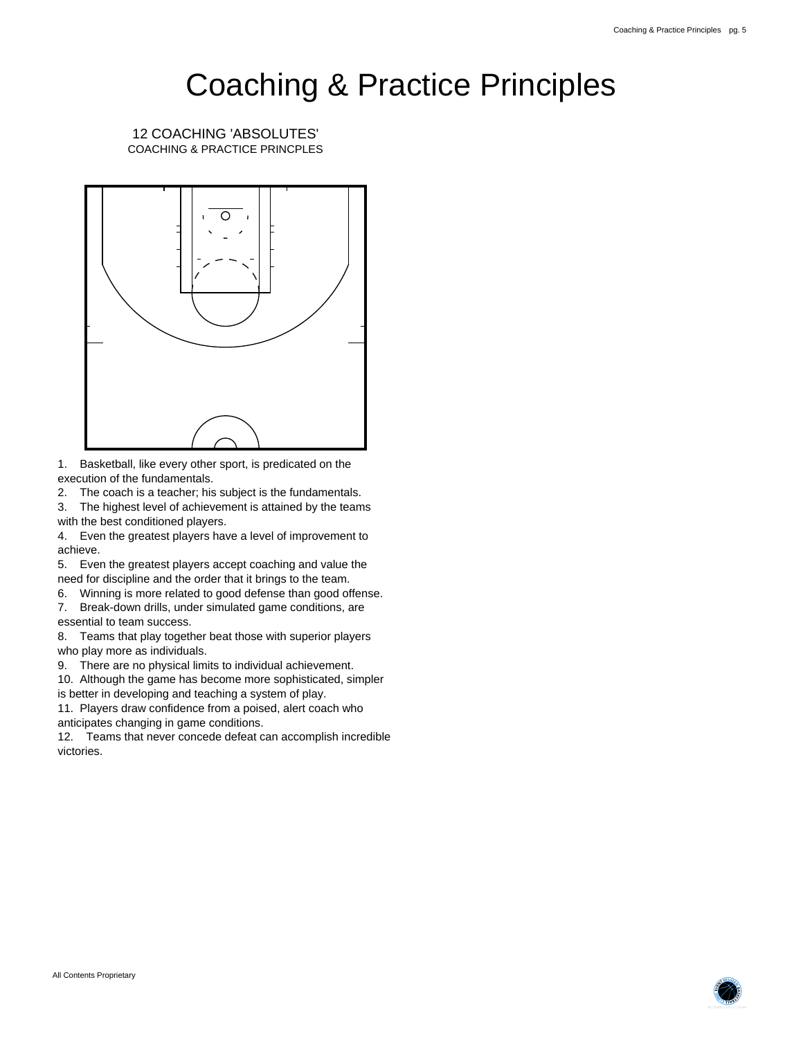# Coaching & Practice Principles

## 12 COACHING 'ABSOLUTES'

COACHING & PRACTICE PRINCPLES

1. Basketball, like every other sport, is predicated on the execution of the fundamentals.
2. The coach is a teacher; his subject is the fundamentals.
3. The highest level of achievement is attained by the teams with the best conditioned players.
4. Even the greatest players have a level of improvement to achieve.
5. Even the greatest players accept coaching and value the need for discipline and the order that it brings to the team.
6. Winning is more related to good defense than good offense.
7. Break-down drills, under simulated game conditions, are essential to team success.
8. Teams that play together beat those with superior players who play more as individuals.
9. There are no physical limits to individual achievement.
10. Although the game has become more sophisticated, simpler is better in developing and teaching a system of play.
11. Players draw confidence from a poised, alert coach who anticipates changing in game conditions.
12. Teams that never concede defeat can accomplish incredible victories.

All Contents Proprietary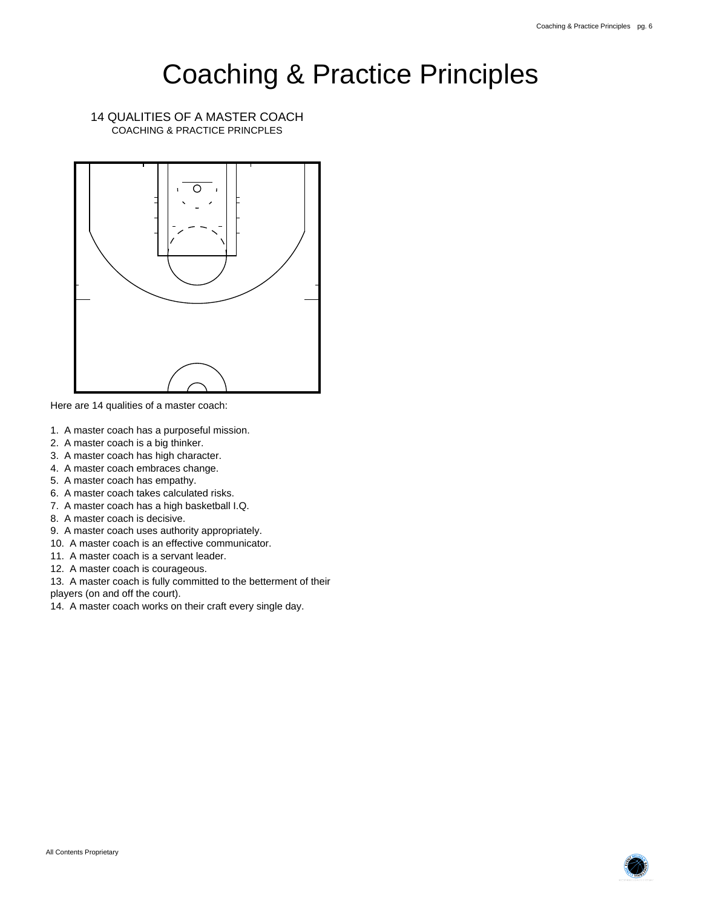# Coaching & Practice Principles

## 14 QUALITIES OF A MASTER COACH

COACHING & PRACTICE PRINCPLES

Here are 14 qualities of a master coach:

1. A master coach has a purposeful mission.
2. A master coach is a big thinker.
3. A master coach has high character.
4. A master coach embraces change.
5. A master coach has empathy.
6. A master coach takes calculated risks.
7. A master coach has a high basketball I.Q.
8. A master coach is decisive.
9. A master coach uses authority appropriately.
10. A master coach is an effective communicator.
11. A master coach is a servant leader.
12. A master coach is courageous.
13. A master coach is fully committed to the betterment of their players (on and off the court).
14. A master coach works on their craft every single day.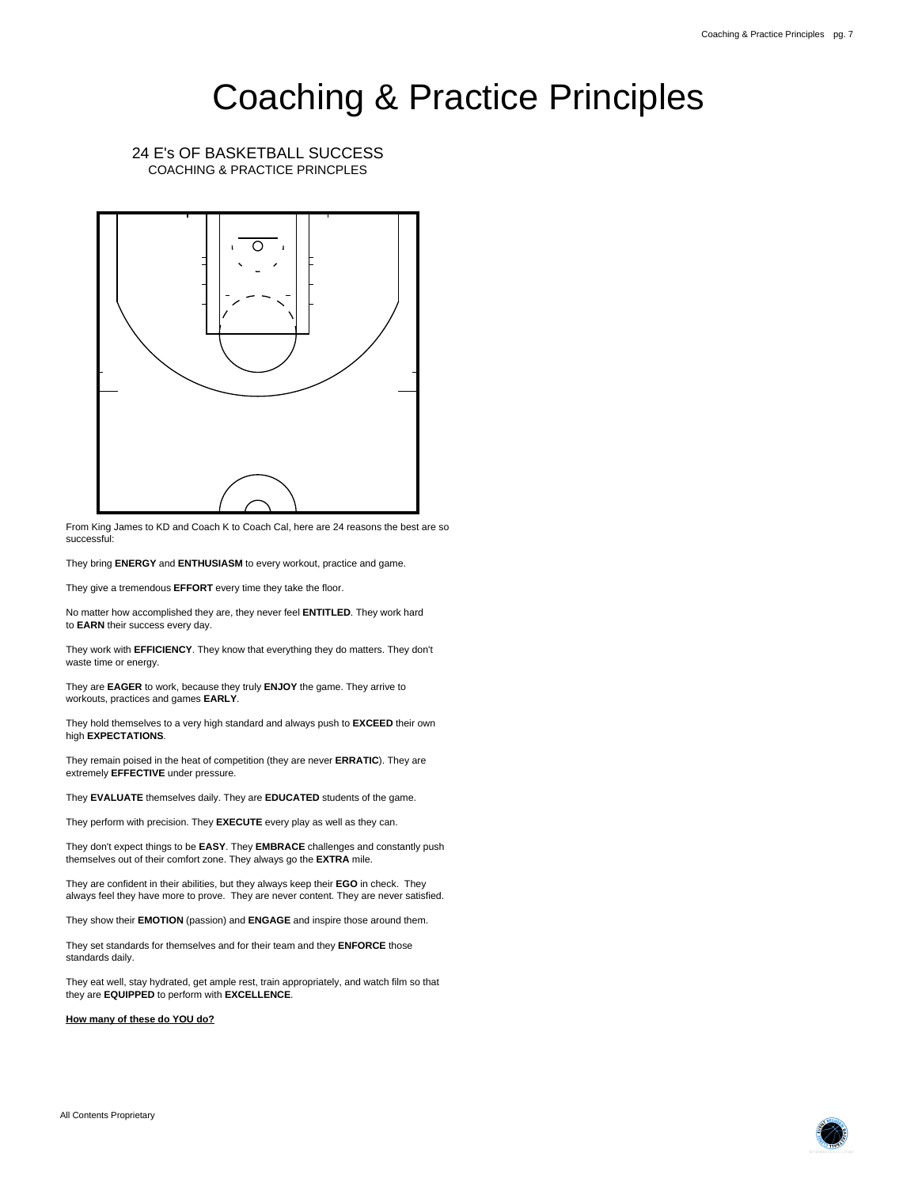# Coaching & Practice Principles

## 24 E's OF BASKETBALL SUCCESS

COACHING & PRACTICE PRINCPLES

From King James to KD and Coach K to Coach Cal, here are 24 reasons the best are so successful:

They bring **ENERGY** and **ENTHUSIASM** to every workout, practice and game.

They give a tremendous **EFFORT** every time they take the floor.

No matter how accomplished they are, they never feel **ENTITLED**. They work hard to **EARN** their success every day.

They work with **EFFICIENCY**. They know that everything they do matters. They don't waste time or energy.

They are **EAGER** to work, because they truly **ENJOY** the game. They arrive to workouts, practices and games **EARLY**.

They hold themselves to a very high standard and always push to **EXCEED** their own high **EXPECTATIONS**.

They remain poised in the heat of competition (they are never **ERRATIC**). They are extremely **EFFECTIVE** under pressure.

They **EVALUATE** themselves daily. They are **EDUCATED** students of the game.

They perform with precision. They **EXECUTE** every play as well as they can.

They don't expect things to be **EASY**. They **EMBRACE** challenges and constantly push themselves out of their comfort zone. They always go the **EXTRA** mile.

They are confident in their abilities, but they always keep their **EGO** in check. They always feel they have more to prove. They are never content. They are never satisfied.

They show their **EMOTION** (passion) and **ENGAGE** and inspire those around them.

They set standards for themselves and for their team and they **ENFORCE** those standards daily.

They eat well, stay hydrated, get ample rest, train appropriately, and watch film so that they are **EQUIPPED** to perform with **EXCELLENCE**.

**<u>How many of these do YOU do?</u>**

All Contents Proprietary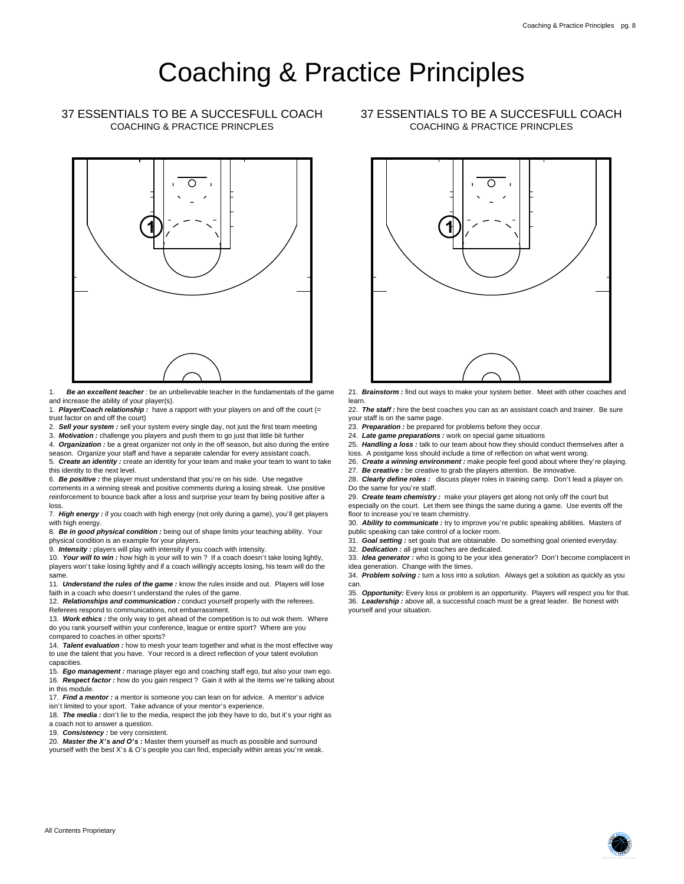# Coaching & Practice Principles

## 37 ESSENTIALS TO BE A SUCCESFULL COACH

COACHING & PRACTICE PRINCPLES

1. ***Be an excellent teacher*** *:* be an unbelievable teacher in the fundamentals of the game and increase the ability of your player(s).
1. ***Player/Coach relationship :*** have a rapport with your players on and off the court (= trust factor on and off the court)
2. ***Sell your system :*** sell your system every single day, not just the first team meeting
3. ***Motivation :*** challenge you players and push them to go just that little bit further
4. ***Organization :*** be a great organizer not only in the off season, but also during the entire season. Organize your staff and have a separate calendar for every assistant coach.
5. ***Create an identity :*** create an identity for your team and make your team to want to take this identity to the next level.
6. ***Be positive :*** the player must understand that you're on his side. Use negative comments in a winning streak and positive comments during a losing streak. Use positive reinforcement to bounce back after a loss and surprise your team by being positive after a loss.
7. ***High energy :*** if you coach with high energy (not only during a game), you'll get players with high energy.
8. ***Be in good physical condition :*** being out of shape limits your teaching ability. Your physical condition is an example for your players.
9. ***Intensity :*** players will play with intensity if you coach with intensity.
10. ***Your will to win :*** how high is your will to win ? If a coach doesn't take losing lightly, players won't take losing lightly and if a coach willingly accepts losing, his team will do the same.
11. ***Understand the rules of the game :*** know the rules inside and out. Players will lose faith in a coach who doesn't understand the rules of the game.
12. ***Relationships and communication :*** conduct yourself properly with the referees. Referees respond to communications, not embarrassment.
13. ***Work ethics :*** the only way to get ahead of the competition is to out wok them. Where do you rank yourself within your conference, league or entire sport? Where are you compared to coaches in other sports?
14. ***Talent evaluation :*** how to mesh your team together and what is the most effective way to use the talent that you have. Your record is a direct reflection of your talent evolution capacities.
15. ***Ego management :*** manage player ego and coaching staff ego, but also your own ego.
16. ***Respect factor :*** how do you gain respect ? Gain it with al the items we're talking about in this module.
17. ***Find a mentor :*** a mentor is someone you can lean on for advice. A mentor's advice isn't limited to your sport. Take advance of your mentor's experience.
18. ***The media :*** don't lie to the media, respect the job they have to do, but it's your right as a coach not to answer a question.
19. ***Consistency :*** be very consistent.
20. ***Master the X's and O's :*** Master them yourself as much as possible and surround yourself with the best X's & O's people you can find, especially within areas you're weak.
21. ***Brainstorm :*** find out ways to make your system better. Meet with other coaches and learn.
22. ***The staff :*** hire the best coaches you can as an assistant coach and trainer. Be sure your staff is on the same page.
23. ***Preparation :*** be prepared for problems before they occur.
24. ***Late game preparations :*** work on special game situations
25. ***Handling a loss :*** talk to our team about how they should conduct themselves after a loss. A postgame loss should include a time of reflection on what went wrong.
26. ***Create a winning environment :*** make people feel good about where they're playing.
27. ***Be creative :*** be creative to grab the players attention. Be innovative.
28. ***Clearly define roles :*** discuss player roles in training camp. Don't lead a player on. Do the same for you're staff.
29. ***Create team chemistry :*** make your players get along not only off the court but especially on the court. Let them see things the same during a game. Use events off the floor to increase you're team chemistry.
30. ***Ability to communicate :*** try to improve you're public speaking abilities. Masters of public speaking can take control of a locker room.
31. ***Goal setting :*** set goals that are obtainable. Do something goal oriented everyday.
32. ***Dedication :*** all great coaches are dedicated.
33. ***Idea generator :*** who is going to be your idea generator? Don't become complacent in idea generation. Change with the times.
34. ***Problem solving :*** turn a loss into a solution. Always get a solution as quickly as you can.
35. ***Opportunity:*** Every loss or problem is an opportunity. Players will respect you for that.
36. ***Leadership :*** above all, a successful coach must be a great leader. Be honest with yourself and your situation.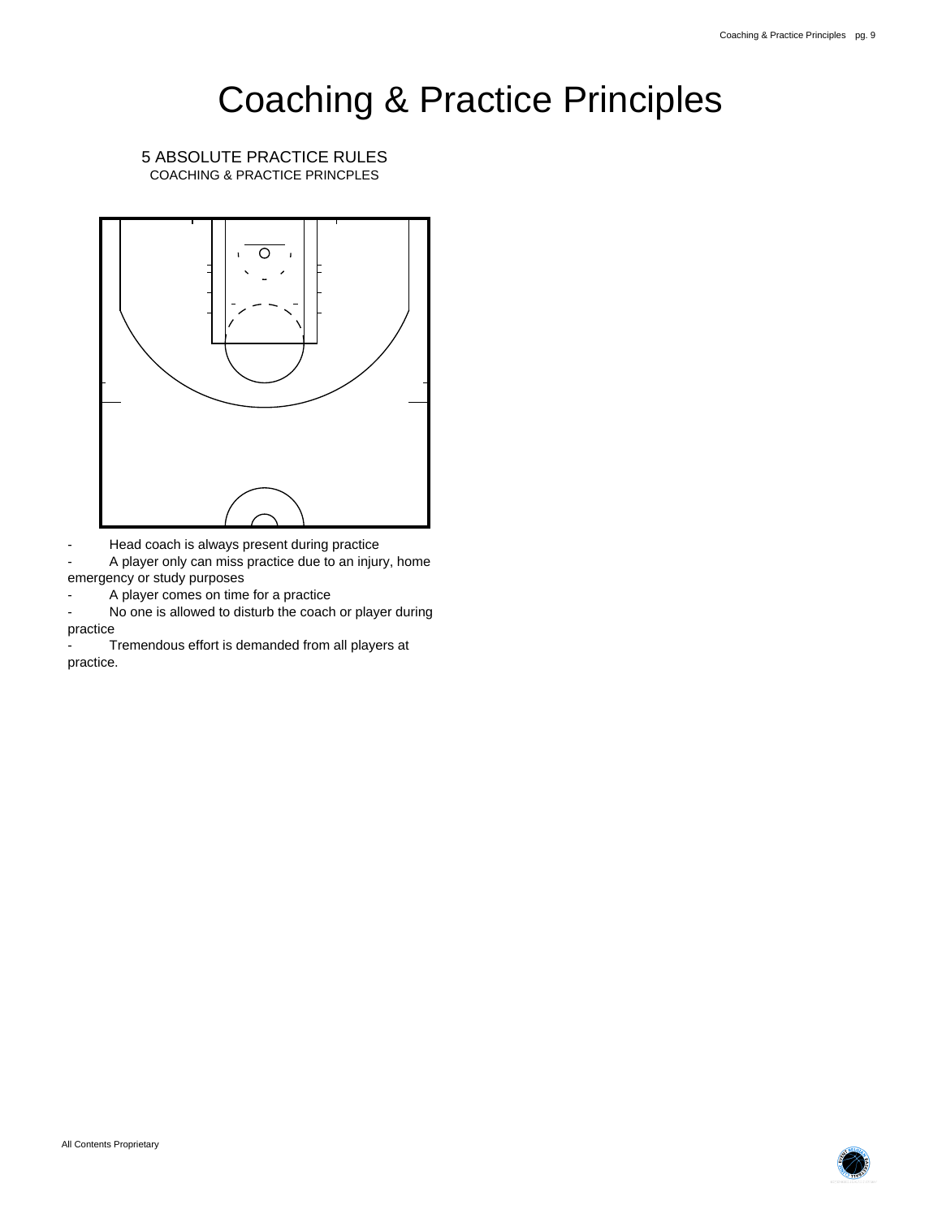# Coaching & Practice Principles

5 ABSOLUTE PRACTICE RULES
COACHING & PRACTICE PRINCPLES

- Head coach is always present during practice
- A player only can miss practice due to an injury, home emergency or study purposes
- A player comes on time for a practice
- No one is allowed to disturb the coach or player during practice
- Tremendous effort is demanded from all players at practice.

All Contents Proprietary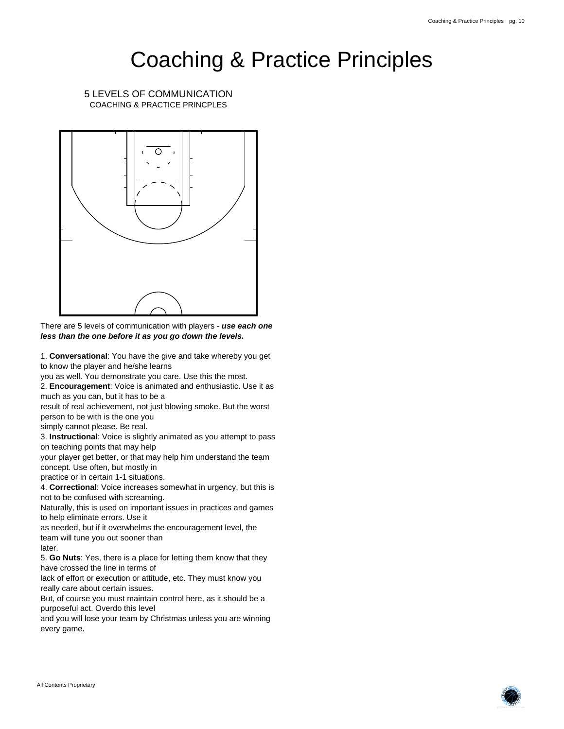# Coaching & Practice Principles

## 5 LEVELS OF COMMUNICATION

COACHING & PRACTICE PRINCPLES

There are 5 levels of communication with players - ***use each one less than the one before it as you go down the levels.***

1. **Conversational**: You have the give and take whereby you get to know the player and he/she learns you as well. You demonstrate you care. Use this the most.
2. **Encouragement**: Voice is animated and enthusiastic. Use it as much as you can, but it has to be a result of real achievement, not just blowing smoke. But the worst person to be with is the one you simply cannot please. Be real.
3. **Instructional**: Voice is slightly animated as you attempt to pass on teaching points that may help your player get better, or that may help him understand the team concept. Use often, but mostly in practice or in certain 1-1 situations.
4. **Correctional**: Voice increases somewhat in urgency, but this is not to be confused with screaming. Naturally, this is used on important issues in practices and games to help eliminate errors. Use it as needed, but if it overwhelms the encouragement level, the team will tune you out sooner than later.
5. **Go Nuts**: Yes, there is a place for letting them know that they have crossed the line in terms of lack of effort or execution or attitude, etc. They must know you really care about certain issues. But, of course you must maintain control here, as it should be a purposeful act. Overdo this level and you will lose your team by Christmas unless you are winning every game.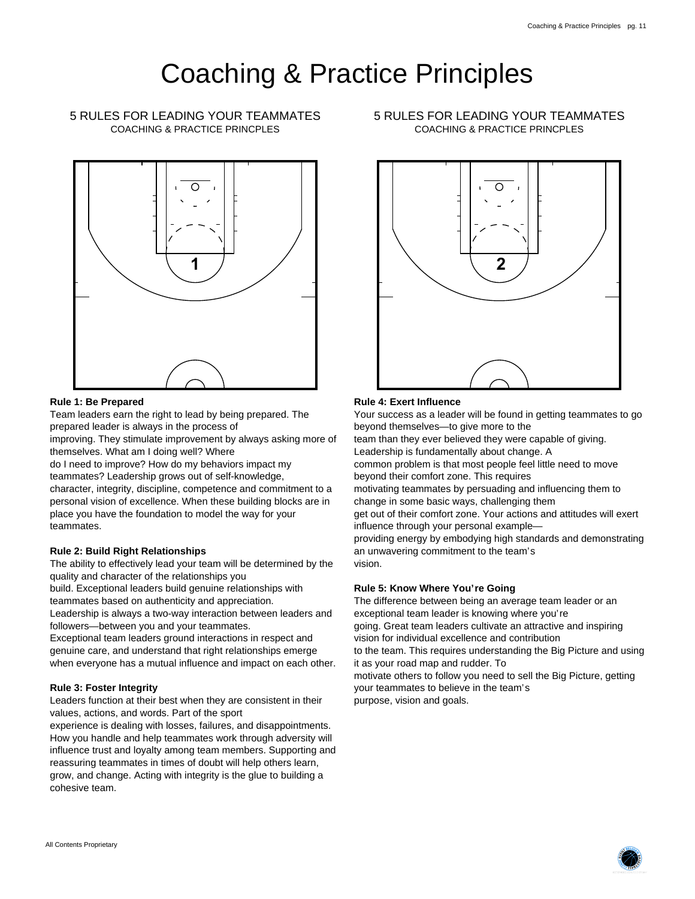# Coaching & Practice Principles

5 RULES FOR LEADING YOUR TEAMMATES
COACHING & PRACTICE PRINCPLES

1

**Rule 1: Be Prepared**

Team leaders earn the right to lead by being prepared. The prepared leader is always in the process of improving. They stimulate improvement by always asking more of themselves. What am I doing well? Where do I need to improve? How do my behaviors impact my teammates? Leadership grows out of self-knowledge, character, integrity, discipline, competence and commitment to a personal vision of excellence. When these building blocks are in place you have the foundation to model the way for your teammates.

**Rule 2: Build Right Relationships**

The ability to effectively lead your team will be determined by the quality and character of the relationships you build. Exceptional leaders build genuine relationships with teammates based on authenticity and appreciation. Leadership is always a two-way interaction between leaders and followers—between you and your teammates. Exceptional team leaders ground interactions in respect and genuine care, and understand that right relationships emerge when everyone has a mutual influence and impact on each other.

**Rule 3: Foster Integrity**

Leaders function at their best when they are consistent in their values, actions, and words. Part of the sport experience is dealing with losses, failures, and disappointments. How you handle and help teammates work through adversity will influence trust and loyalty among team members. Supporting and reassuring teammates in times of doubt will help others learn, grow, and change. Acting with integrity is the glue to building a cohesive team.

5 RULES FOR LEADING YOUR TEAMMATES
COACHING & PRACTICE PRINCPLES

2

**Rule 4: Exert Influence**

Your success as a leader will be found in getting teammates to go beyond themselves—to give more to the team than they ever believed they were capable of giving. Leadership is fundamentally about change. A common problem is that most people feel little need to move beyond their comfort zone. This requires motivating teammates by persuading and influencing them to change in some basic ways, challenging them get out of their comfort zone. Your actions and attitudes will exert influence through your personal example—providing energy by embodying high standards and demonstrating an unwavering commitment to the team's vision.

**Rule 5: Know Where You're Going**

The difference between being an average team leader or an exceptional team leader is knowing where you're going. Great team leaders cultivate an attractive and inspiring vision for individual excellence and contribution to the team. This requires understanding the Big Picture and using it as your road map and rudder. To motivate others to follow you need to sell the Big Picture, getting your teammates to believe in the team's purpose, vision and goals.

All Contents Proprietary